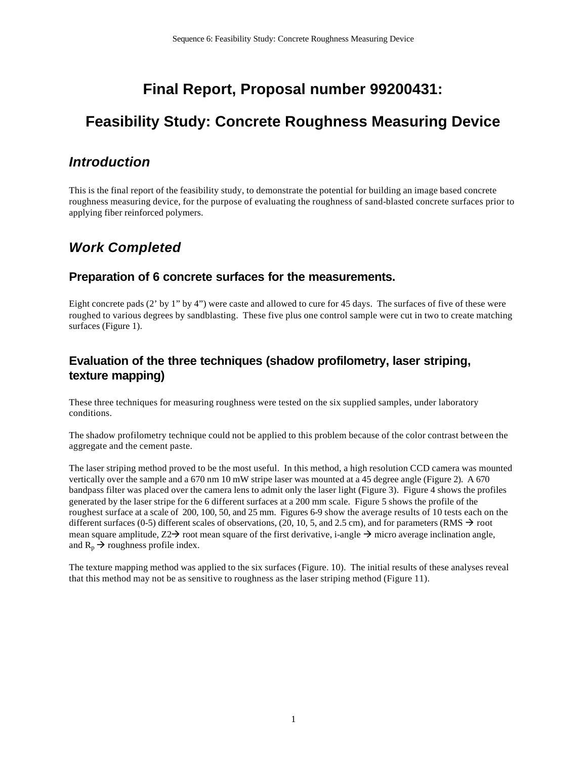# Final Report, Proposal number 99200431:

# Feasibility Study: Concrete Roughness Measuring Device

## *Introduction*

This is the final report of the feasibility study, to demonstrate the potential for building an image based concrete roughness measuring device, for the purpose of evaluating the roughness of sand-blasted concrete surfaces prior to applying fiber reinforced polymers.

## *Work Completed*

### Preparation of 6 concrete surfaces for the measurements.

Eight concrete pads (2' by 1" by 4") were caste and allowed to cure for 45 days. The surfaces of five of these were roughed to various degrees by sandblasting. These five plus one control sample were cut in two to create matching surfaces (Figure 1).

### Evaluation of the three techniques (shadow profilometry, laser striping, texture mapping)

These three techniques for measuring roughness were tested on the six supplied samples, under laboratory conditions.

The shadow profilometry technique could not be applied to this problem because of the color contrast between the aggregate and the cement paste.

The laser striping method proved to be the most useful. In this method, a high resolution CCD camera was mounted vertically over the sample and a 670 nm 10 mW stripe laser was mounted at a 45 degree angle (Figure 2). A 670 bandpass filter was placed over the camera lens to admit only the laser light (Figure 3). Figure 4 shows the profiles generated by the laser stripe for the 6 different surfaces at a 200 mm scale. Figure 5 shows the profile of the roughest surface at a scale of 200, 100, 50, and 25 mm. Figures 6-9 show the average results of 10 tests each on the different surfaces (0-5) different scales of observations, (20, 10, 5, and 2.5 cm), and for parameters (RMS → root mean square amplitude, Z2→ root mean square of the first derivative, i-angle → micro average inclination angle, and $R_p$ → roughness profile index.

The texture mapping method was applied to the six surfaces (Figure. 10). The initial results of these analyses reveal that this method may not be as sensitive to roughness as the laser striping method (Figure 11).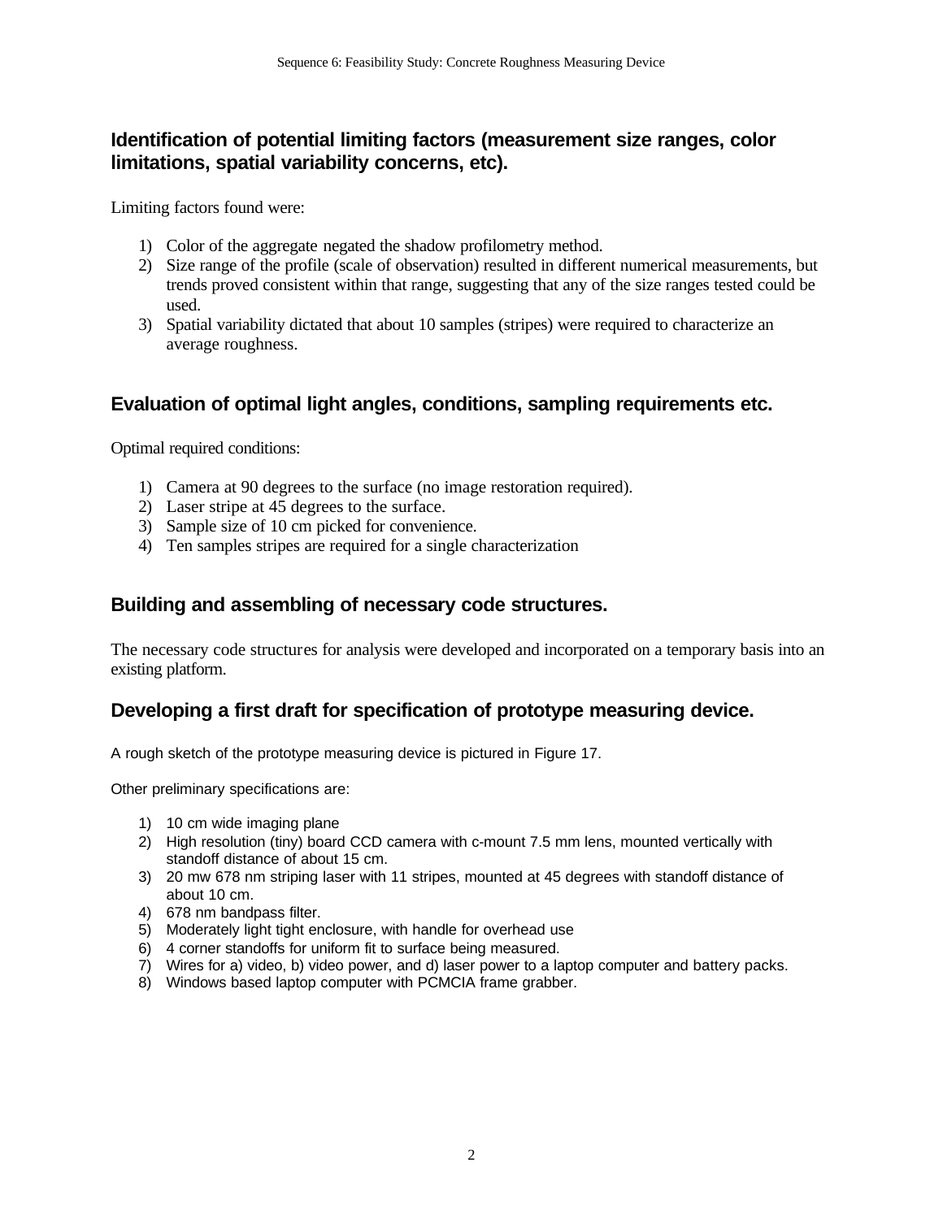## Identification of potential limiting factors (measurement size ranges, color limitations, spatial variability concerns, etc).

Limiting factors found were:

1) Color of the aggregate negated the shadow profilometry method.
2) Size range of the profile (scale of observation) resulted in different numerical measurements, but trends proved consistent within that range, suggesting that any of the size ranges tested could be used.
3) Spatial variability dictated that about 10 samples (stripes) were required to characterize an average roughness.

## Evaluation of optimal light angles, conditions, sampling requirements etc.

Optimal required conditions:

1) Camera at 90 degrees to the surface (no image restoration required).
2) Laser stripe at 45 degrees to the surface.
3) Sample size of 10 cm picked for convenience.
4) Ten samples stripes are required for a single characterization

## Building and assembling of necessary code structures.

The necessary code structures for analysis were developed and incorporated on a temporary basis into an existing platform.

## Developing a first draft for specification of prototype measuring device.

A rough sketch of the prototype measuring device is pictured in Figure 17.

Other preliminary specifications are:

1) 10 cm wide imaging plane
2) High resolution (tiny) board CCD camera with c-mount 7.5 mm lens, mounted vertically with standoff distance of about 15 cm.
3) 20 mw 678 nm striping laser with 11 stripes, mounted at 45 degrees with standoff distance of about 10 cm.
4) 678 nm bandpass filter.
5) Moderately light tight enclosure, with handle for overhead use
6) 4 corner standoffs for uniform fit to surface being measured.
7) Wires for a) video, b) video power, and d) laser power to a laptop computer and battery packs.
8) Windows based laptop computer with PCMCIA frame grabber.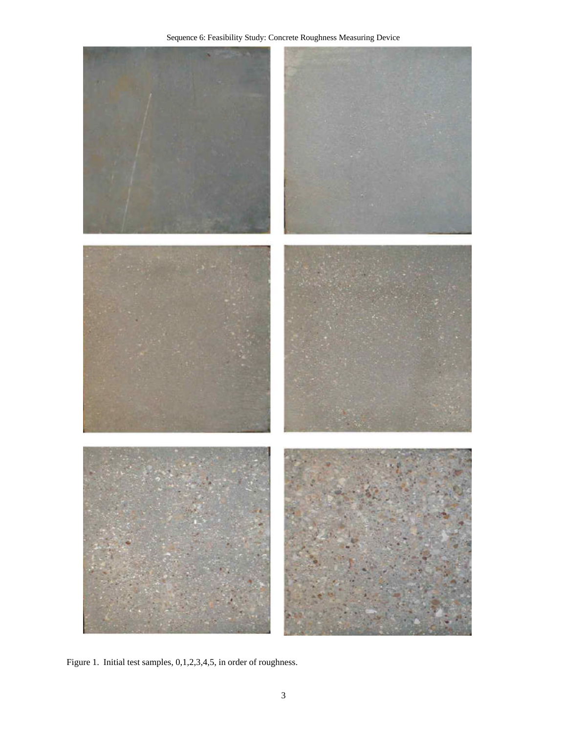Figure 1. Initial test samples, 0,1,2,3,4,5, in order of roughness.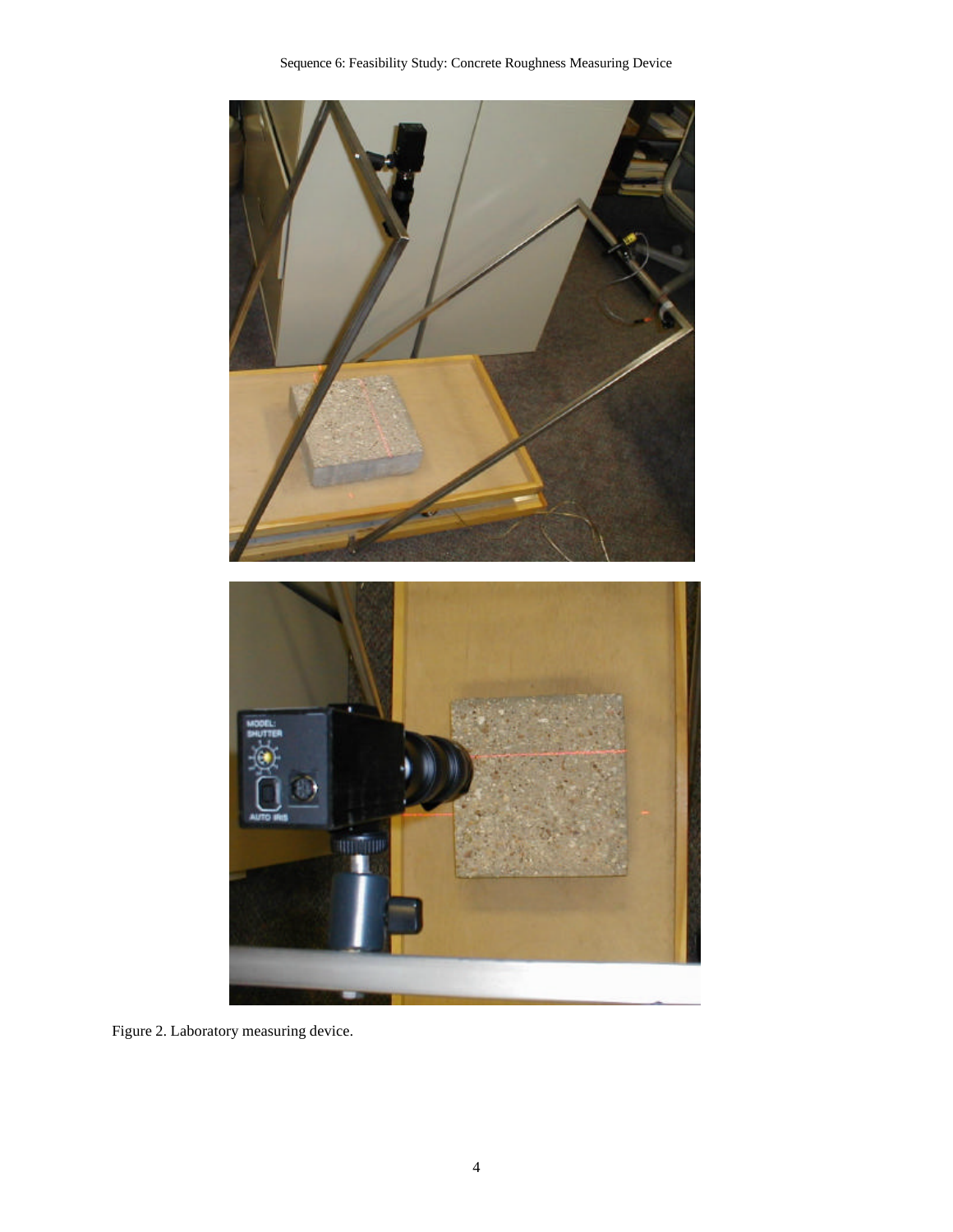Figure 2. Laboratory measuring device.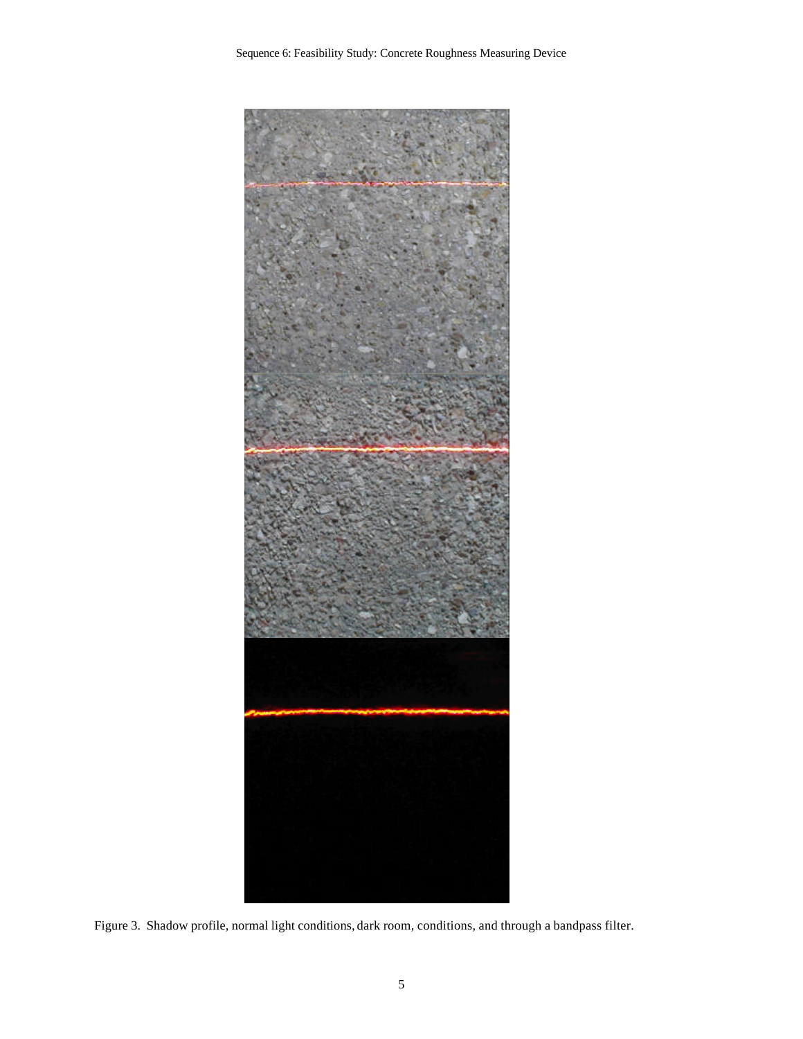Figure 3. Shadow profile, normal light conditions, dark room, conditions, and through a bandpass filter.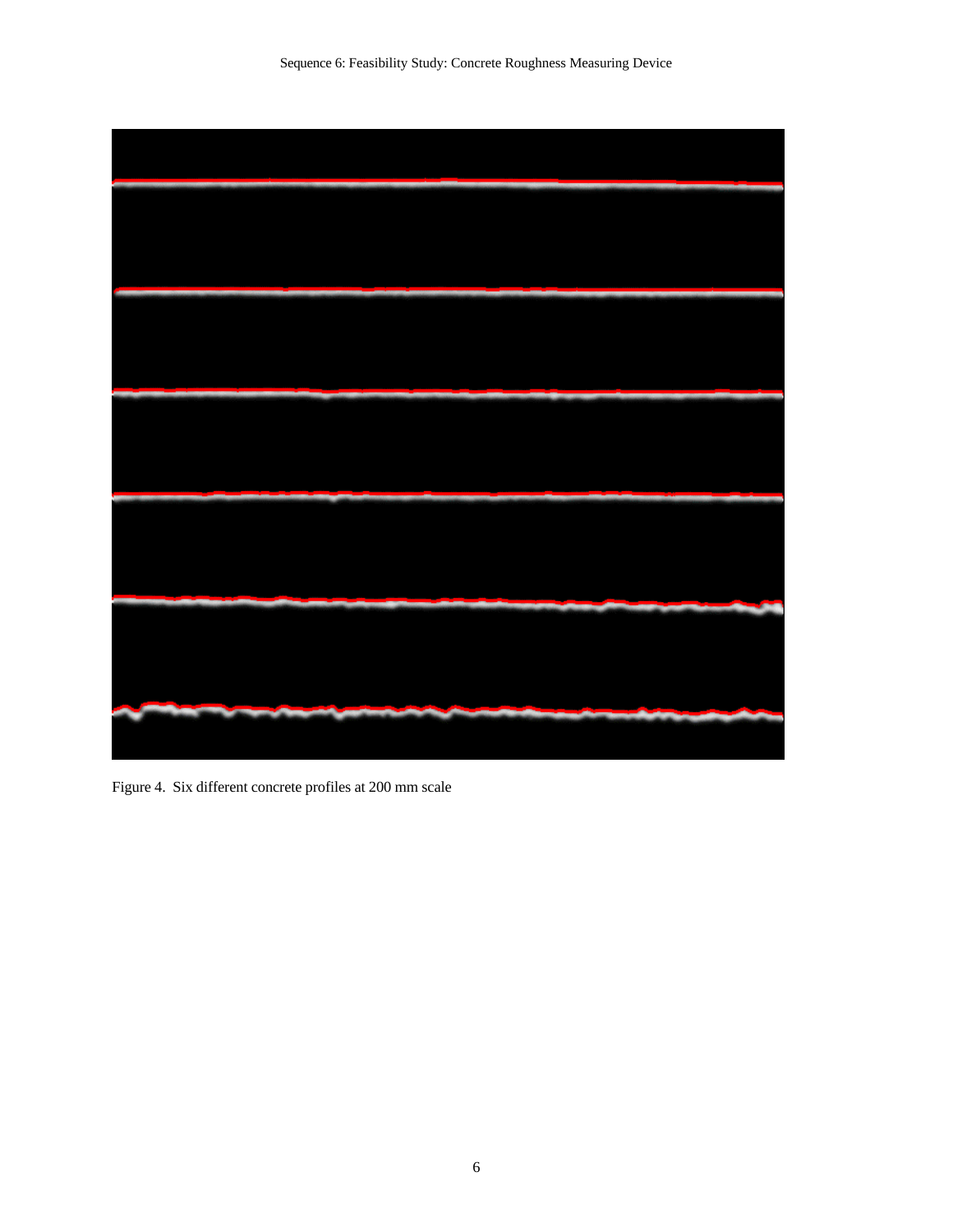Figure 4. Six different concrete profiles at 200 mm scale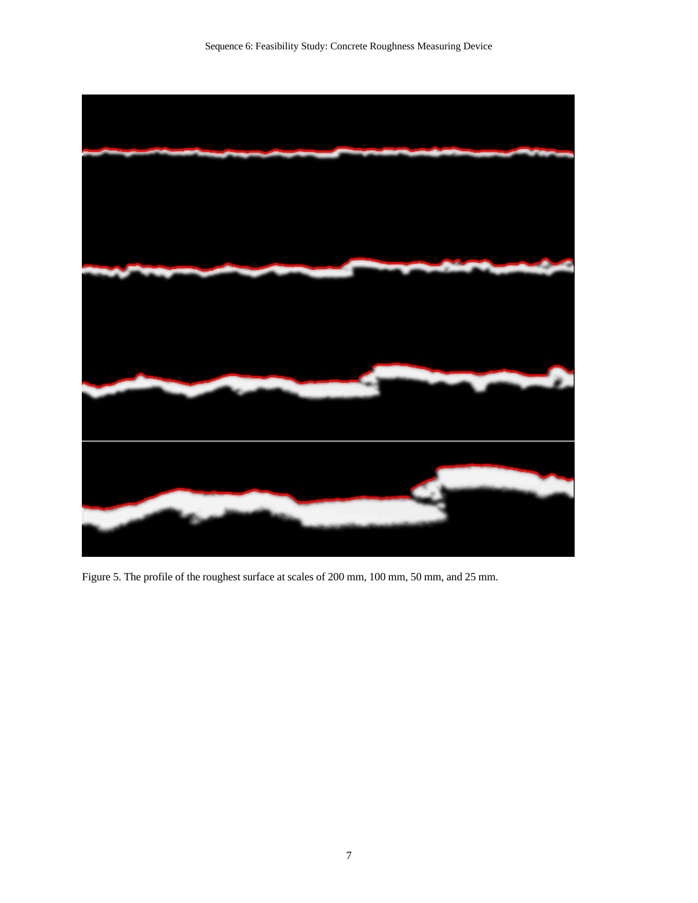Figure 5. The profile of the roughest surface at scales of 200 mm, 100 mm, 50 mm, and 25 mm.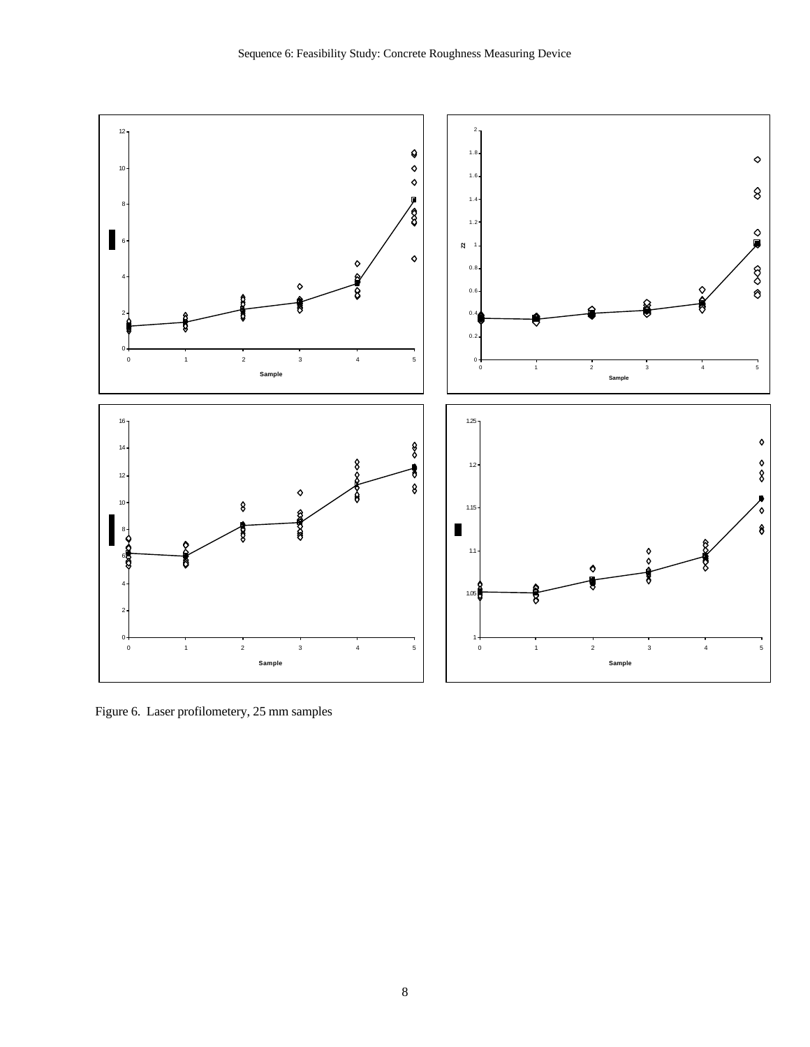Figure 6. Laser profilometery, 25 mm samples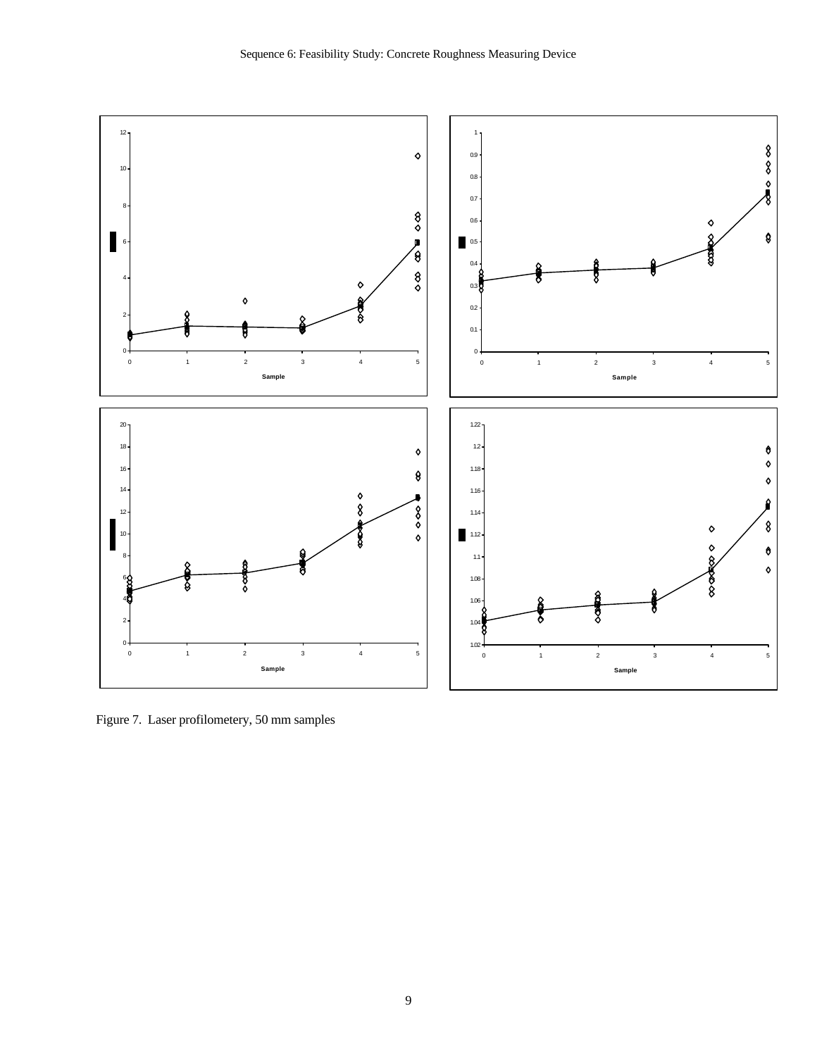Figure 7. Laser profilometery, 50 mm samples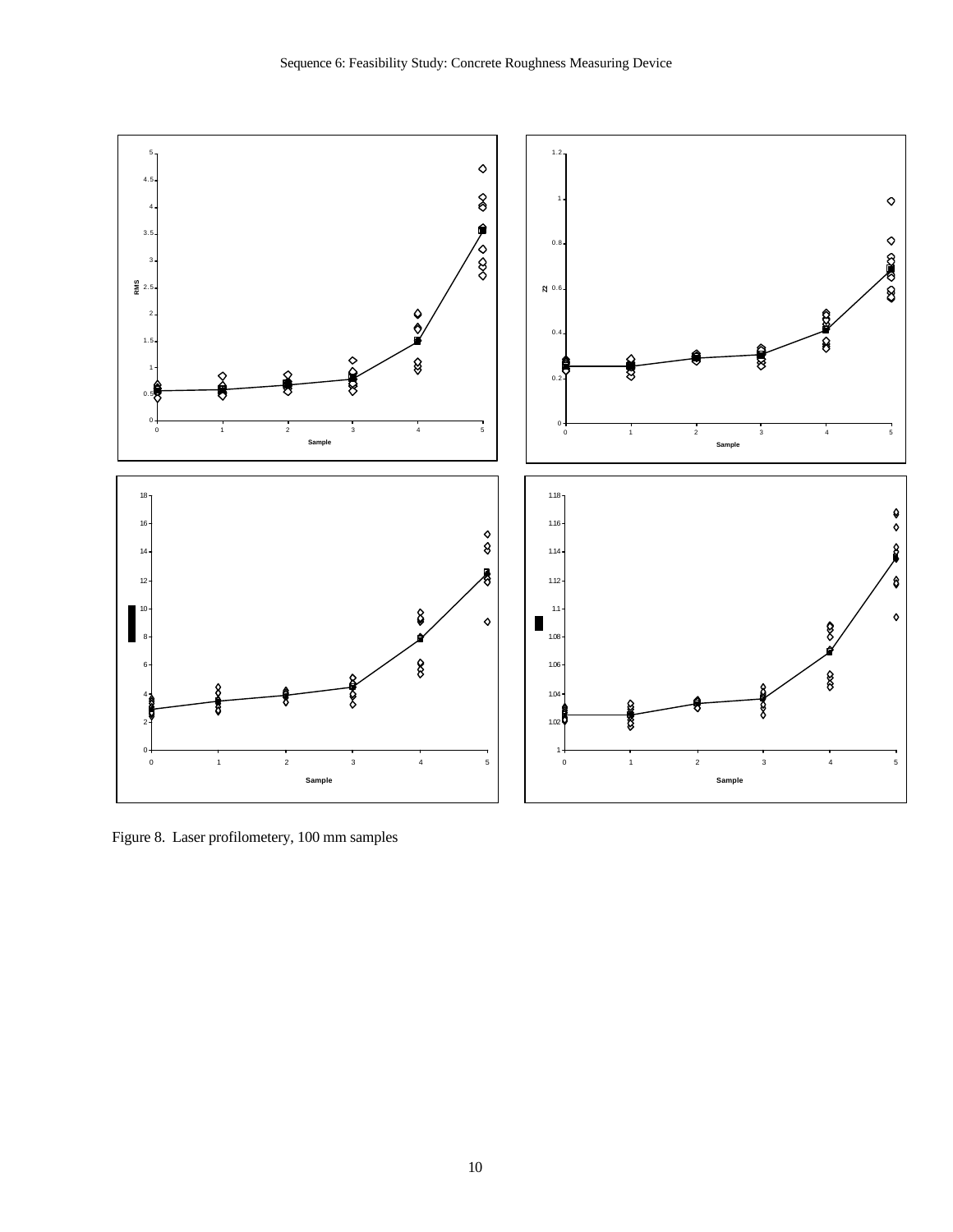Figure 8. Laser profilometery, 100 mm samples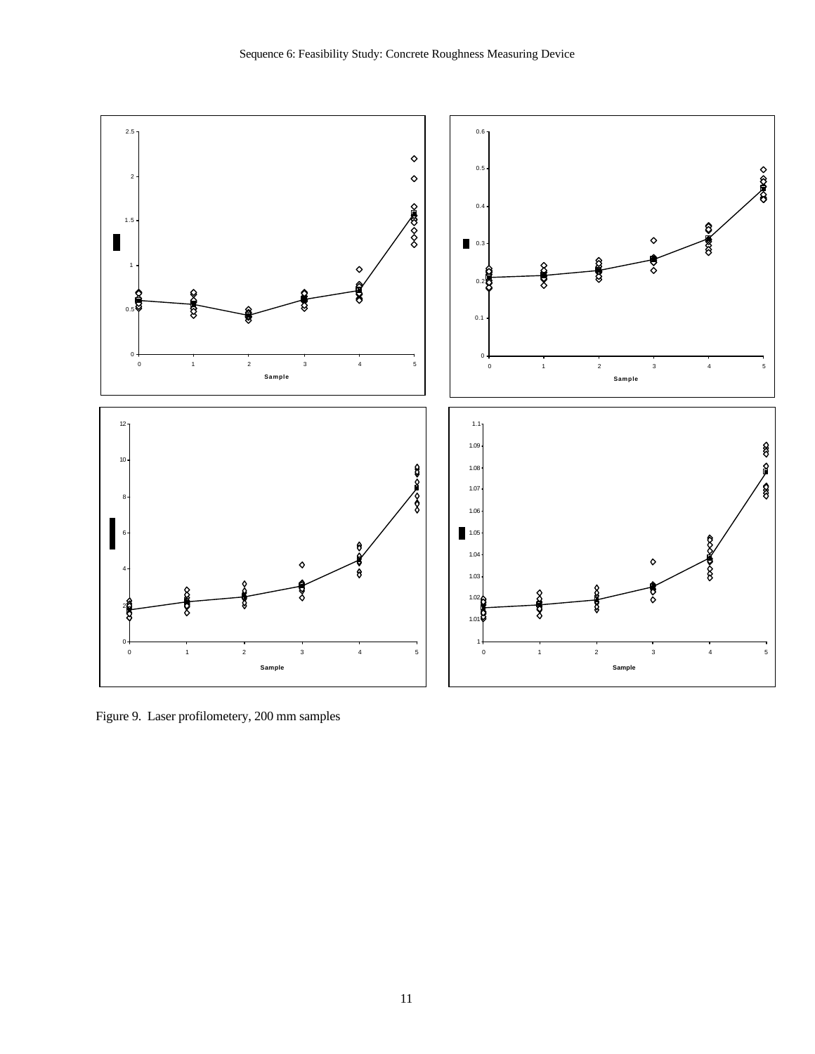Figure 9. Laser profilometery, 200 mm samples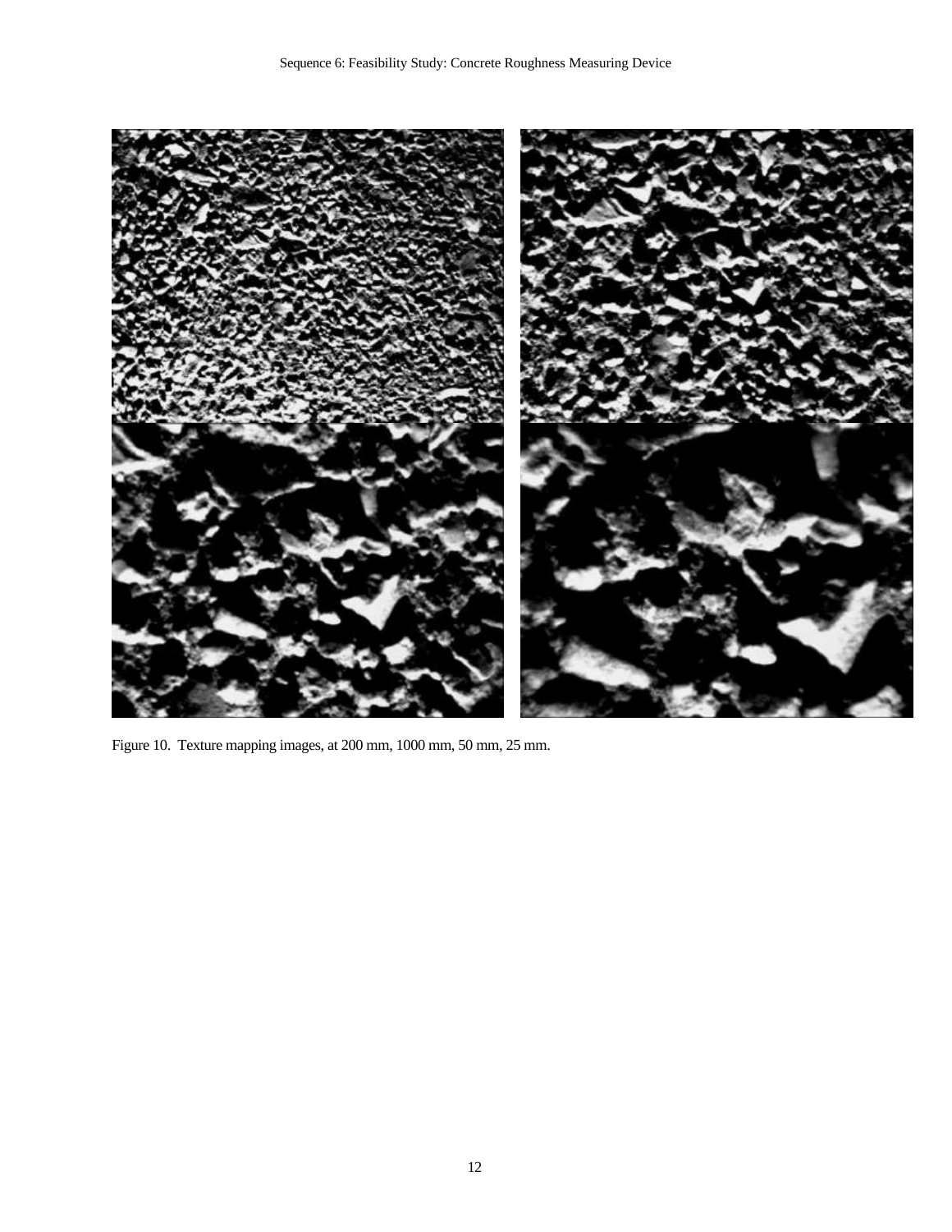Figure 10. Texture mapping images, at 200 mm, 1000 mm, 50 mm, 25 mm.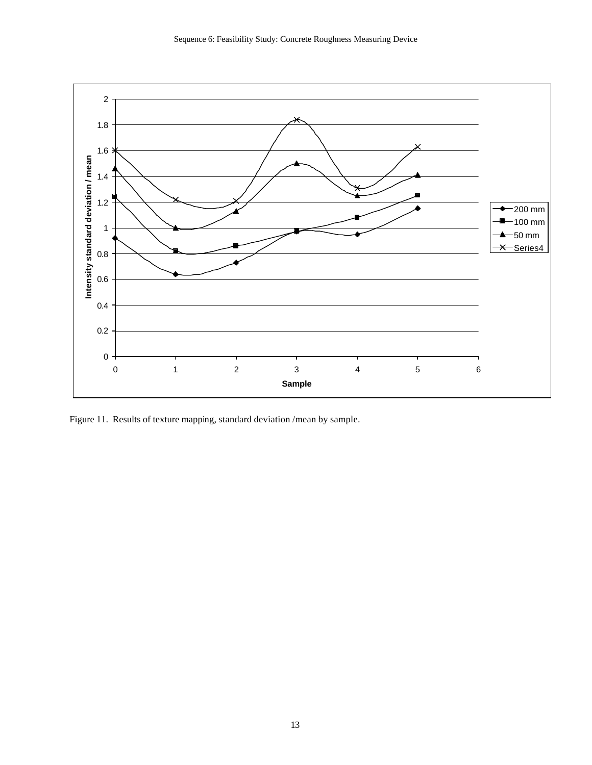2
1.8
1.6
1.4
1.2
1
0.8
0.6
0.4
0.2
0

0 1 2 3 4 5 6

Intensity standard deviation / mean

Sample

200 mm
100 mm
50 mm
Series4

Figure 11. Results of texture mapping, standard deviation /mean by sample.